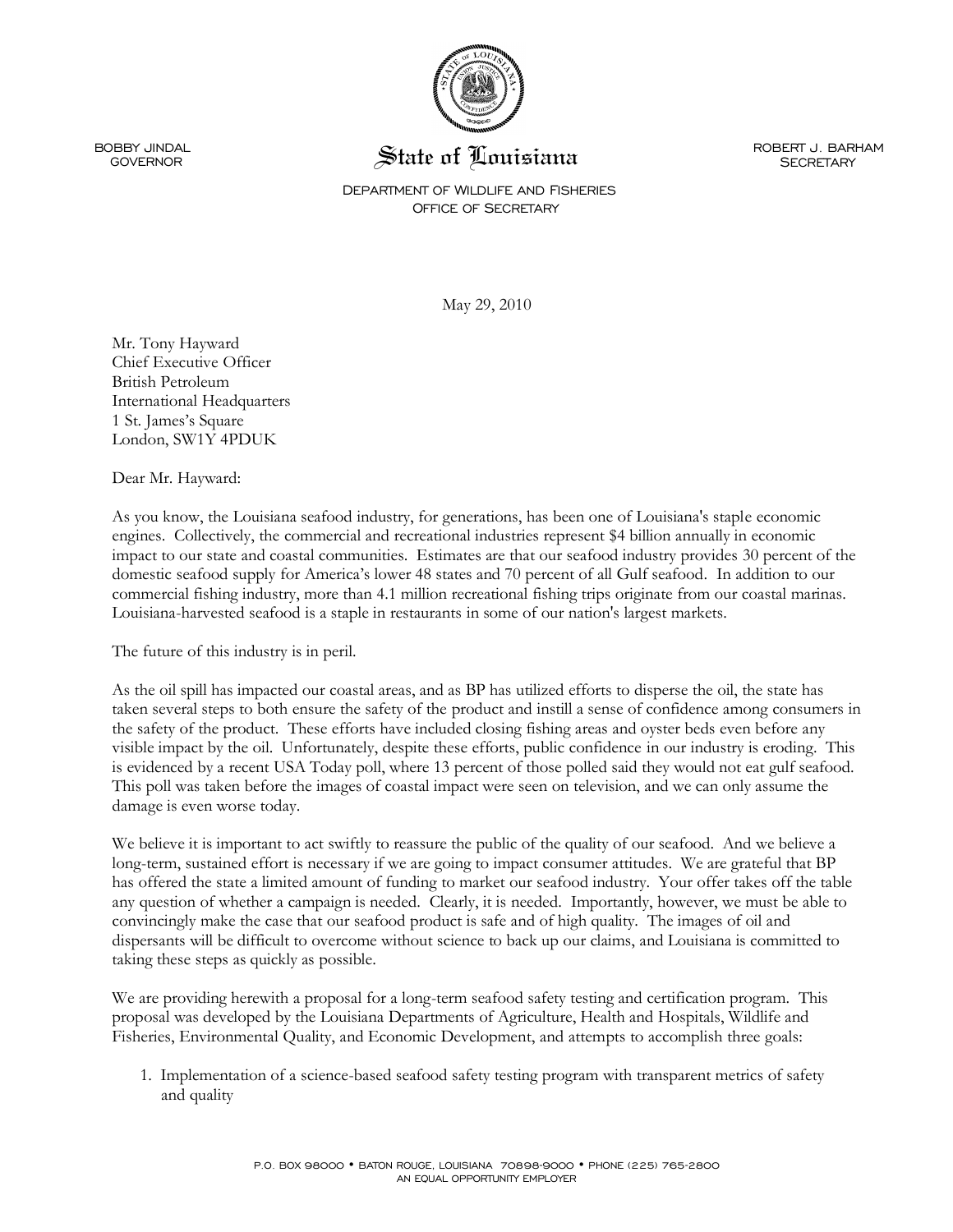BOBBY JINDAL
GOVERNOR

# State of Louisiana

ROBERT J. BARHAM
SECRETARY

DEPARTMENT OF WILDLIFE AND FISHERIES
OFFICE OF SECRETARY

May 29, 2010

Mr. Tony Hayward
Chief Executive Officer
British Petroleum
International Headquarters
1 St. James's Square
London, SW1Y 4PDUK

Dear Mr. Hayward:

As you know, the Louisiana seafood industry, for generations, has been one of Louisiana's staple economic engines. Collectively, the commercial and recreational industries represent $4 billion annually in economic impact to our state and coastal communities. Estimates are that our seafood industry provides 30 percent of the domestic seafood supply for America's lower 48 states and 70 percent of all Gulf seafood. In addition to our commercial fishing industry, more than 4.1 million recreational fishing trips originate from our coastal marinas. Louisiana-harvested seafood is a staple in restaurants in some of our nation's largest markets.

The future of this industry is in peril.

As the oil spill has impacted our coastal areas, and as BP has utilized efforts to disperse the oil, the state has taken several steps to both ensure the safety of the product and instill a sense of confidence among consumers in the safety of the product. These efforts have included closing fishing areas and oyster beds even before any visible impact by the oil. Unfortunately, despite these efforts, public confidence in our industry is eroding. This is evidenced by a recent USA Today poll, where 13 percent of those polled said they would not eat gulf seafood. This poll was taken before the images of coastal impact were seen on television, and we can only assume the damage is even worse today.

We believe it is important to act swiftly to reassure the public of the quality of our seafood. And we believe a long-term, sustained effort is necessary if we are going to impact consumer attitudes. We are grateful that BP has offered the state a limited amount of funding to market our seafood industry. Your offer takes off the table any question of whether a campaign is needed. Clearly, it is needed. Importantly, however, we must be able to convincingly make the case that our seafood product is safe and of high quality. The images of oil and dispersants will be difficult to overcome without science to back up our claims, and Louisiana is committed to taking these steps as quickly as possible.

We are providing herewith a proposal for a long-term seafood safety testing and certification program. This proposal was developed by the Louisiana Departments of Agriculture, Health and Hospitals, Wildlife and Fisheries, Environmental Quality, and Economic Development, and attempts to accomplish three goals:

1. Implementation of a science-based seafood safety testing program with transparent metrics of safety and quality

P.O. BOX 98000 • BATON ROUGE, LOUISIANA 70898-9000 • PHONE (225) 765-2800
AN EQUAL OPPORTUNITY EMPLOYER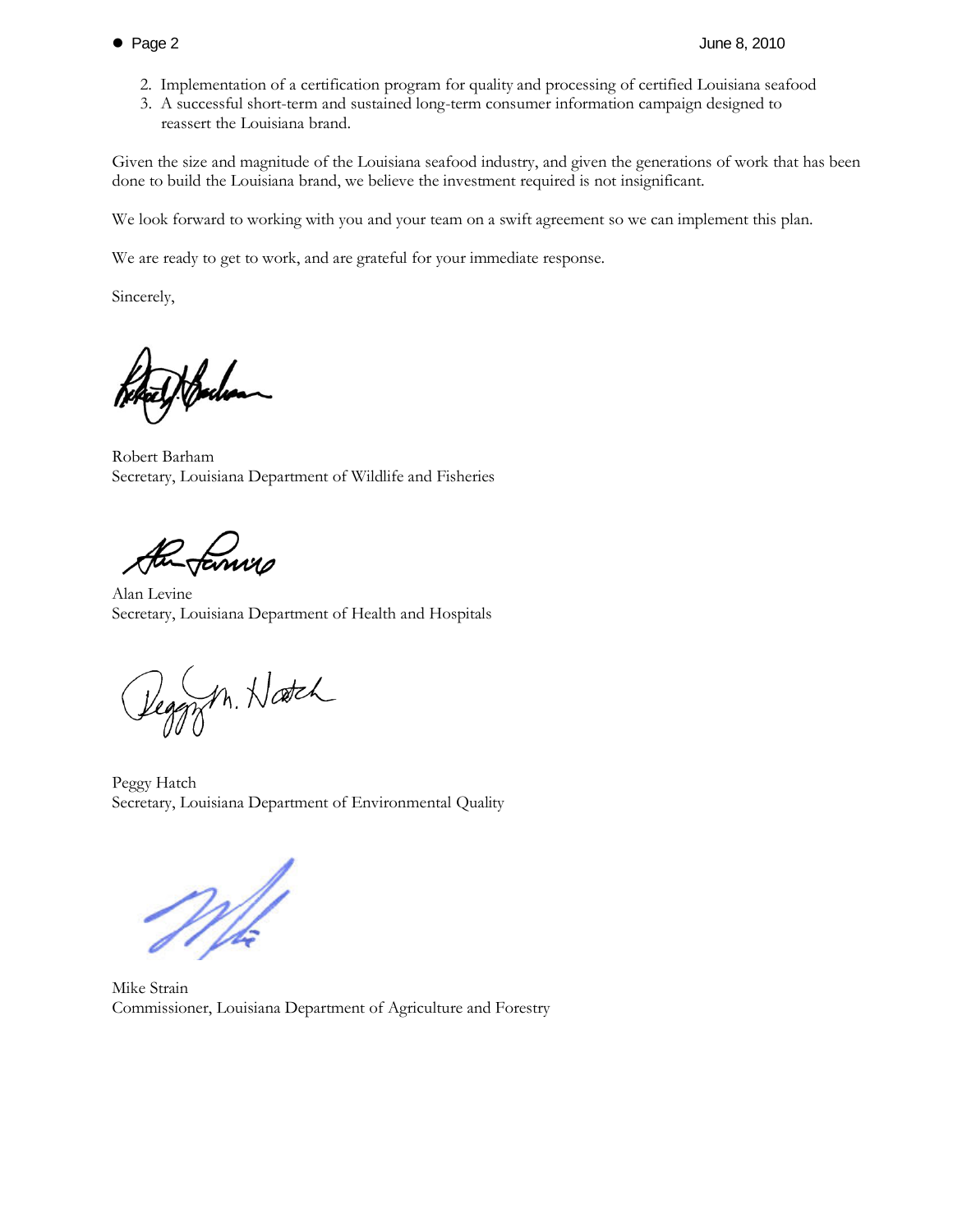2. Implementation of a certification program for quality and processing of certified Louisiana seafood
3. A successful short-term and sustained long-term consumer information campaign designed to reassert the Louisiana brand.

Given the size and magnitude of the Louisiana seafood industry, and given the generations of work that has been done to build the Louisiana brand, we believe the investment required is not insignificant.

We look forward to working with you and your team on a swift agreement so we can implement this plan.

We are ready to get to work, and are grateful for your immediate response.

Sincerely,

Robert Barham
Secretary, Louisiana Department of Wildlife and Fisheries

Alan Levine
Secretary, Louisiana Department of Health and Hospitals

Peggy Hatch
Secretary, Louisiana Department of Environmental Quality

Mike Strain
Commissioner, Louisiana Department of Agriculture and Forestry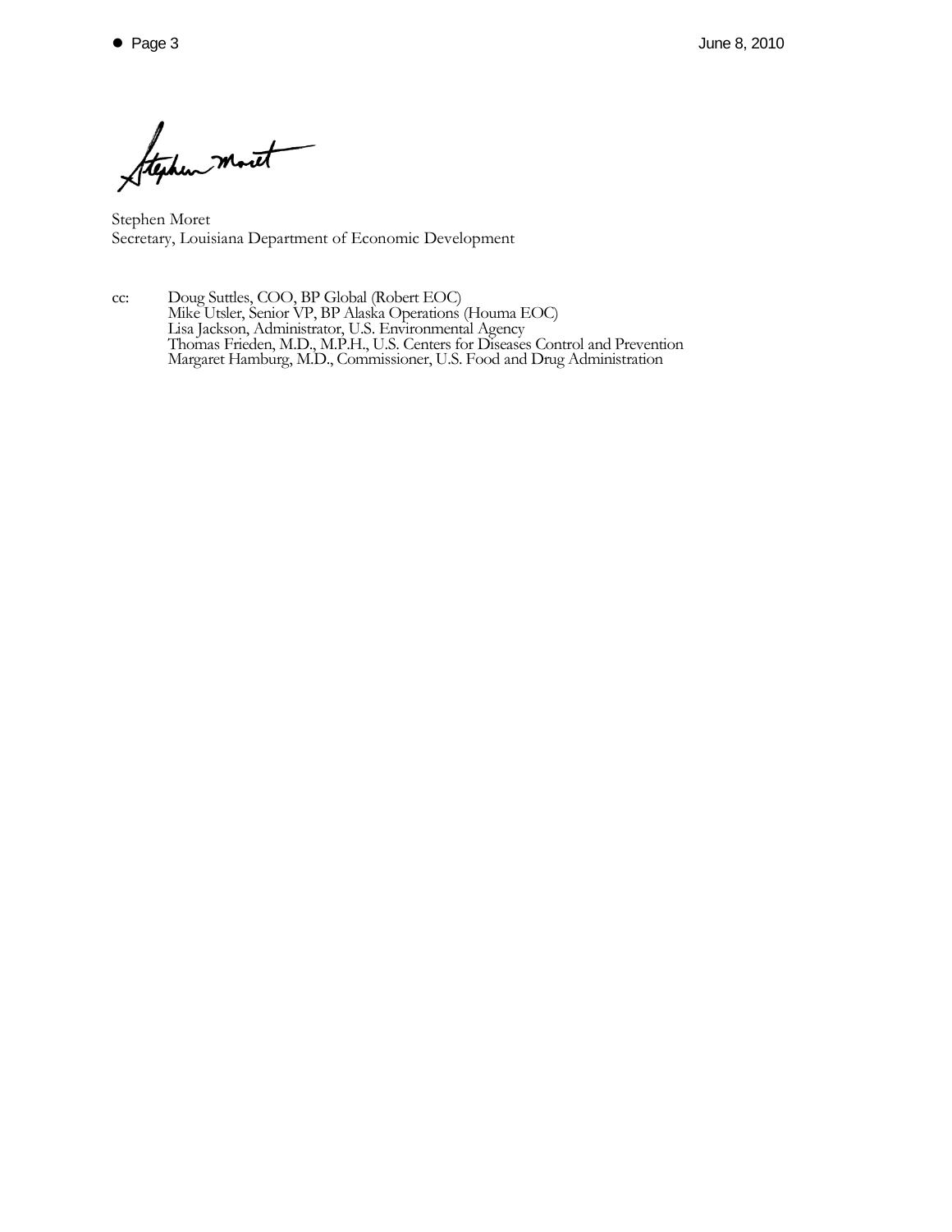Stephen Moret
Secretary, Louisiana Department of Economic Development

cc: Doug Suttles, COO, BP Global (Robert EOC)
Mike Utsler, Senior VP, BP Alaska Operations (Houma EOC)
Lisa Jackson, Administrator, U.S. Environmental Agency
Thomas Frieden, M.D., M.P.H., U.S. Centers for Diseases Control and Prevention
Margaret Hamburg, M.D., Commissioner, U.S. Food and Drug Administration